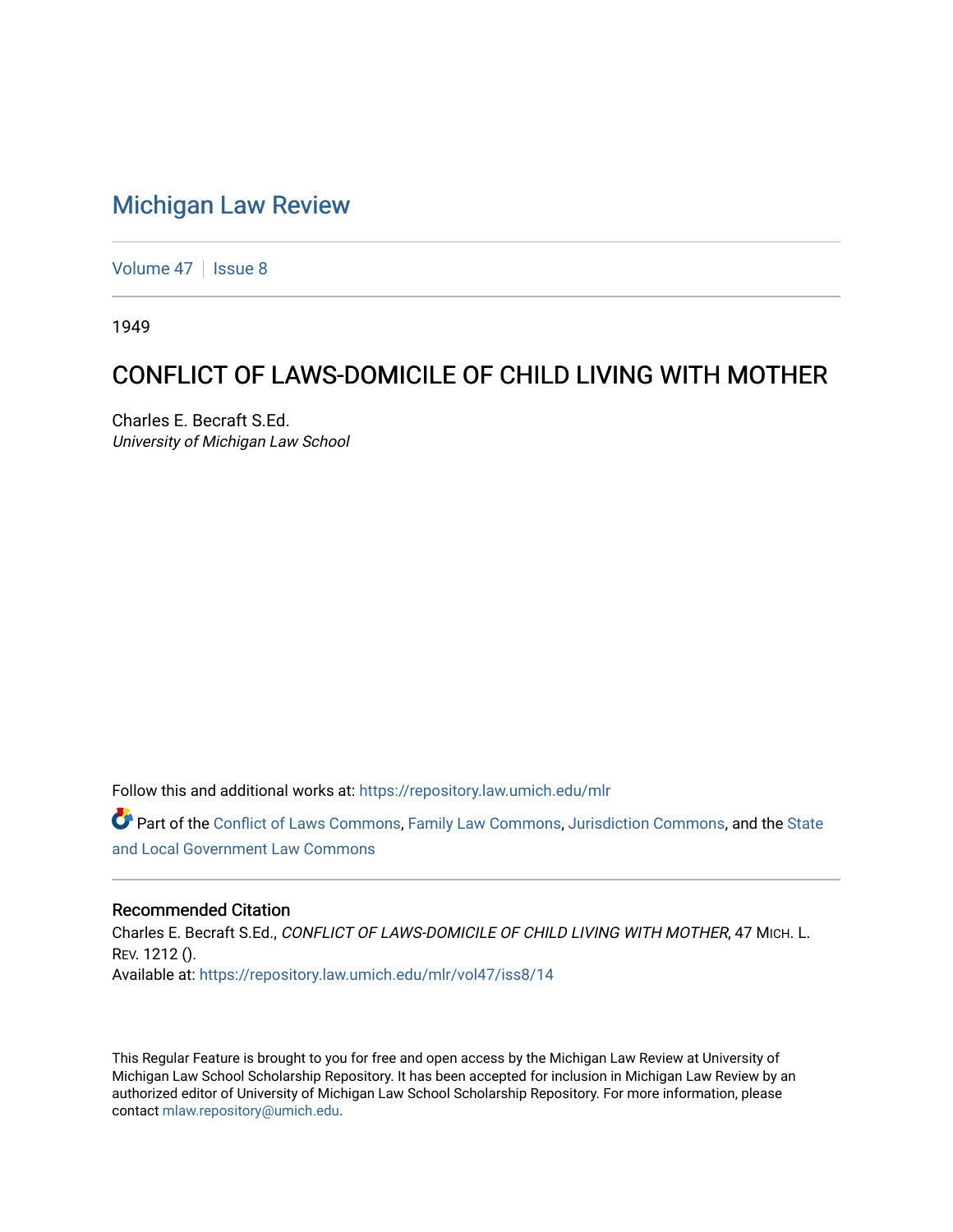# Michigan Law Review

Volume 47 | Issue 8

1949

## CONFLICT OF LAWS-DOMICILE OF CHILD LIVING WITH MOTHER

Charles E. Becraft S.Ed.
*University of Michigan Law School*

Follow this and additional works at: https://repository.law.umich.edu/mlr

Part of the Conflict of Laws Commons, Family Law Commons, Jurisdiction Commons, and the State and Local Government Law Commons

### Recommended Citation

Charles E. Becraft S.Ed., *CONFLICT OF LAWS-DOMICILE OF CHILD LIVING WITH MOTHER*, 47 MICH. L. REV. 1212 ().
Available at: https://repository.law.umich.edu/mlr/vol47/iss8/14

This Regular Feature is brought to you for free and open access by the Michigan Law Review at University of Michigan Law School Scholarship Repository. It has been accepted for inclusion in Michigan Law Review by an authorized editor of University of Michigan Law School Scholarship Repository. For more information, please contact mlaw.repository@umich.edu.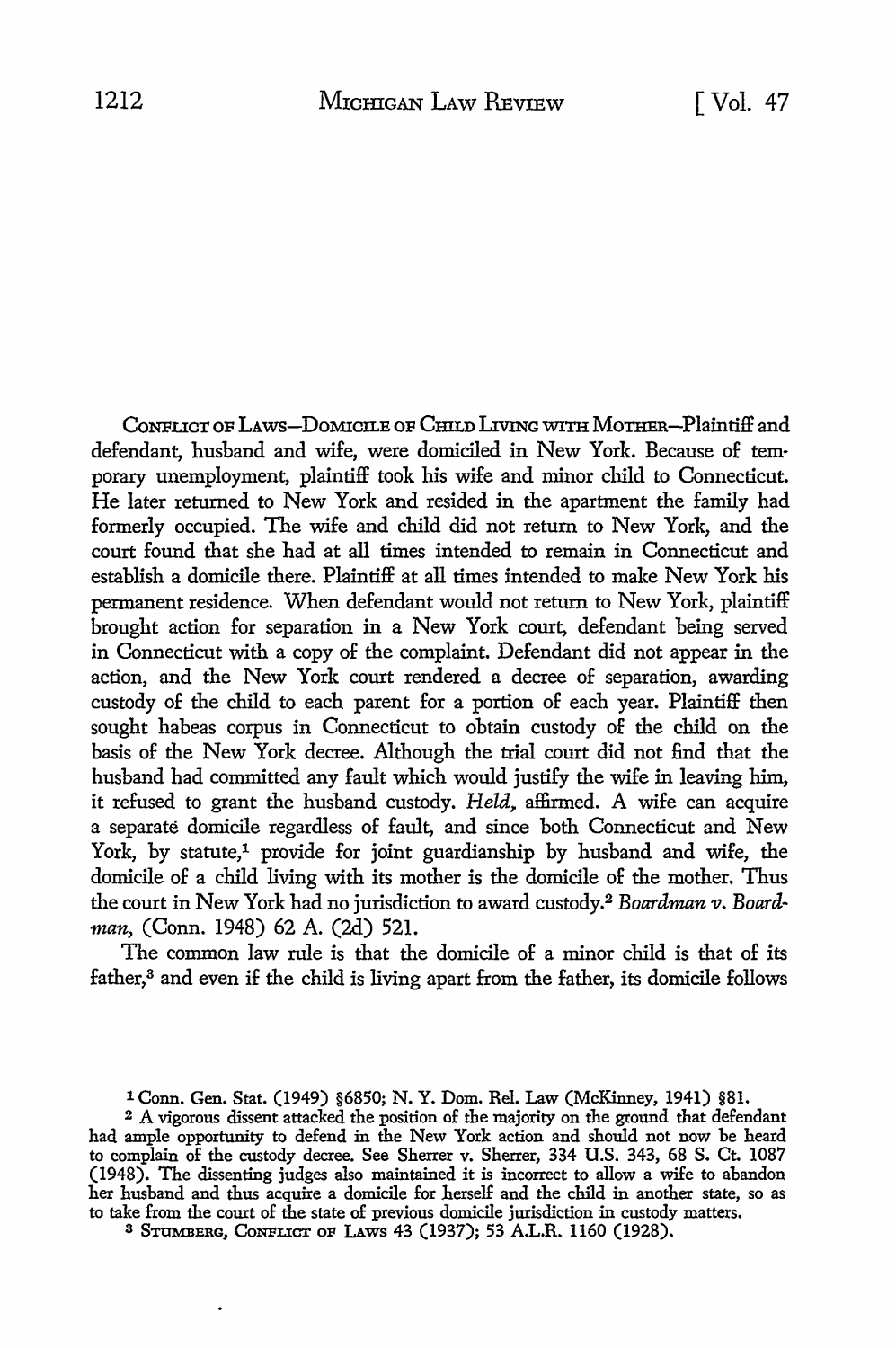CONFLICT OF LAWS—DOMICILE OF CHILD LIVING WITH MOTHER—Plaintiff and defendant, husband and wife, were domiciled in New York. Because of temporary unemployment, plaintiff took his wife and minor child to Connecticut. He later returned to New York and resided in the apartment the family had formerly occupied. The wife and child did not return to New York, and the court found that she had at all times intended to remain in Connecticut and establish a domicile there. Plaintiff at all times intended to make New York his permanent residence. When defendant would not return to New York, plaintiff brought action for separation in a New York court, defendant being served in Connecticut with a copy of the complaint. Defendant did not appear in the action, and the New York court rendered a decree of separation, awarding custody of the child to each parent for a portion of each year. Plaintiff then sought habeas corpus in Connecticut to obtain custody of the child on the basis of the New York decree. Although the trial court did not find that the husband had committed any fault which would justify the wife in leaving him, it refused to grant the husband custody. *Held*, affirmed. A wife can acquire a separate domicile regardless of fault, and since both Connecticut and New York, by statute,[1] provide for joint guardianship by husband and wife, the domicile of a child living with its mother is the domicile of the mother. Thus the court in New York had no jurisdiction to award custody.[2] *Boardman v. Boardman*, (Conn. 1948) 62 A. (2d) 521.

The common law rule is that the domicile of a minor child is that of its father,[3] and even if the child is living apart from the father, its domicile follows

---

[1] Conn. Gen. Stat. (1949) §6850; N. Y. Dom. Rel. Law (McKinney, 1941) §81.

[2] A vigorous dissent attacked the position of the majority on the ground that defendant had ample opportunity to defend in the New York action and should not now be heard to complain of the custody decree. See Sherrer v. Sherrer, 334 U.S. 343, 68 S. Ct. 1087 (1948). The dissenting judges also maintained it is incorrect to allow a wife to abandon her husband and thus acquire a domicile for herself and the child in another state, so as to take from the court of the state of previous domicile jurisdiction in custody matters.

[3] STUMBERG, CONFLICT OF LAWS 43 (1937); 53 A.L.R. 1160 (1928).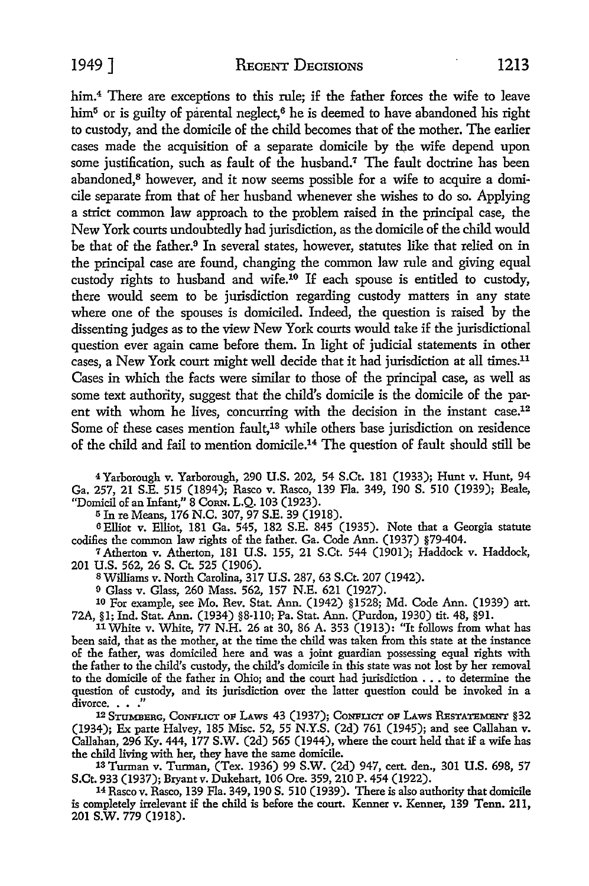him.[4] There are exceptions to this rule; if the father forces the wife to leave him[5] or is guilty of parental neglect,[6] he is deemed to have abandoned his right to custody, and the domicile of the child becomes that of the mother. The earlier cases made the acquisition of a separate domicile by the wife depend upon some justification, such as fault of the husband.[7] The fault doctrine has been abandoned,[8] however, and it now seems possible for a wife to acquire a domicile separate from that of her husband whenever she wishes to do so. Applying a strict common law approach to the problem raised in the principal case, the New York courts undoubtedly had jurisdiction, as the domicile of the child would be that of the father.[9] In several states, however, statutes like that relied on in the principal case are found, changing the common law rule and giving equal custody rights to husband and wife.[10] If each spouse is entitled to custody, there would seem to be jurisdiction regarding custody matters in any state where one of the spouses is domiciled. Indeed, the question is raised by the dissenting judges as to the view New York courts would take if the jurisdictional question ever again came before them. In light of judicial statements in other cases, a New York court might well decide that it had jurisdiction at all times.[11] Cases in which the facts were similar to those of the principal case, as well as some text authority, suggest that the child's domicile is the domicile of the parent with whom he lives, concurring with the decision in the instant case.[12] Some of these cases mention fault,[13] while others base jurisdiction on residence of the child and fail to mention domicile.[14] The question of fault should still be

[4] Yarborough v. Yarborough, 290 U.S. 202, 54 S.Ct. 181 (1933); Hunt v. Hunt, 94 Ga. 257, 21 S.E. 515 (1894); Rasco v. Rasco, 139 Fla. 349, 190 S. 510 (1939); Beale, "Domicil of an Infant," 8 Corn. L.Q. 103 (1923).

[5] In re Means, 176 N.C. 307, 97 S.E. 39 (1918).

[6] Elliot v. Elliot, 181 Ga. 545, 182 S.E. 845 (1935). Note that a Georgia statute codifies the common law rights of the father. Ga. Code Ann. (1937) §79-404.

[7] Atherton v. Atherton, 181 U.S. 155, 21 S.Ct. 544 (1901); Haddock v. Haddock, 201 U.S. 562, 26 S. Ct. 525 (1906).

[8] Williams v. North Carolina, 317 U.S. 287, 63 S.Ct. 207 (1942).

[9] Glass v. Glass, 260 Mass. 562, 157 N.E. 621 (1927).

[10] For example, see Mo. Rev. Stat. Ann. (1942) §1528; Md. Code Ann. (1939) art. 72A, §1; Ind. Stat. Ann. (1934) §8-110; Pa. Stat. Ann. (Purdon, 1930) tit. 48, §91.

[11] White v. White, 77 N.H. 26 at 30, 86 A. 353 (1913): "It follows from what has been said, that as the mother, at the time the child was taken from this state at the instance of the father, was domiciled here and was a joint guardian possessing equal rights with the father to the child's custody, the child's domicile in this state was not lost by her removal to the domicile of the father in Ohio; and the court had jurisdiction . . . to determine the question of custody, and its jurisdiction over the latter question could be invoked in a divorce. . . ."

[12] Stumberg, Conflict of Laws 43 (1937); Conflict of Laws Restatement §32 (1934); Ex parte Halvey, 185 Misc. 52, 55 N.Y.S. (2d) 761 (1945); and see Callahan v. Callahan, 296 Ky. 444, 177 S.W. (2d) 565 (1944), where the court held that if a wife has the child living with her, they have the same domicile.

[13] Turman v. Turman, (Tex. 1936) 99 S.W. (2d) 947, cert. den., 301 U.S. 698, 57 S.Ct. 933 (1937); Bryant v. Dukehart, 106 Ore. 359, 210 P. 454 (1922).

[14] Rasco v. Rasco, 139 Fla. 349, 190 S. 510 (1939). There is also authority that domicile is completely irrelevant if the child is before the court. Kenner v. Kenner, 139 Tenn. 211, 201 S.W. 779 (1918).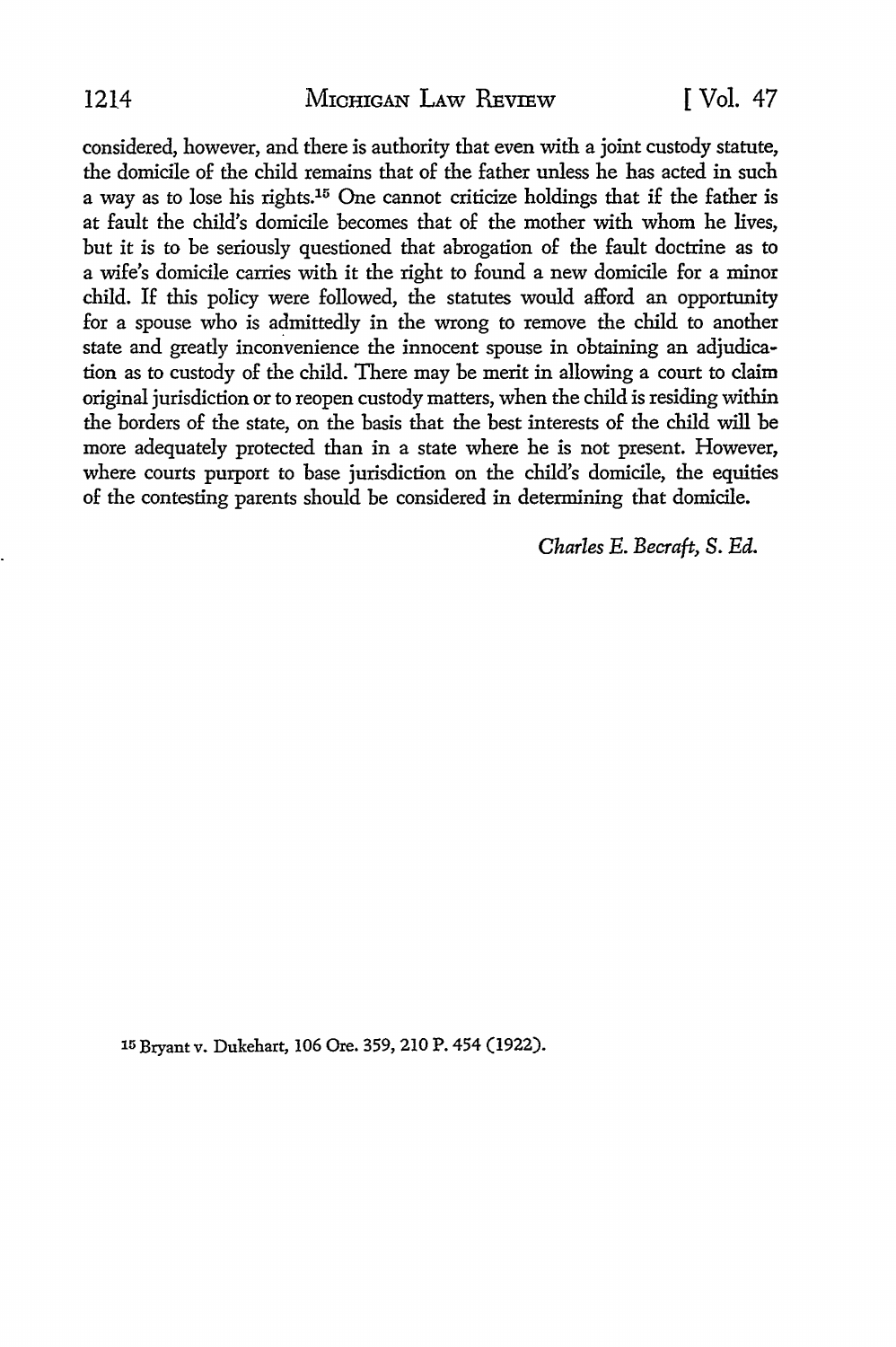considered, however, and there is authority that even with a joint custody statute, the domicile of the child remains that of the father unless he has acted in such a way as to lose his rights.[15] One cannot criticize holdings that if the father is at fault the child's domicile becomes that of the mother with whom he lives, but it is to be seriously questioned that abrogation of the fault doctrine as to a wife's domicile carries with it the right to found a new domicile for a minor child. If this policy were followed, the statutes would afford an opportunity for a spouse who is admittedly in the wrong to remove the child to another state and greatly inconvenience the innocent spouse in obtaining an adjudication as to custody of the child. There may be merit in allowing a court to claim original jurisdiction or to reopen custody matters, when the child is residing within the borders of the state, on the basis that the best interests of the child will be more adequately protected than in a state where he is not present. However, where courts purport to base jurisdiction on the child's domicile, the equities of the contesting parents should be considered in determining that domicile.

*Charles E. Becraft, S. Ed.*

[15] Bryant v. Dukehart, 106 Ore. 359, 210 P. 454 (1922).